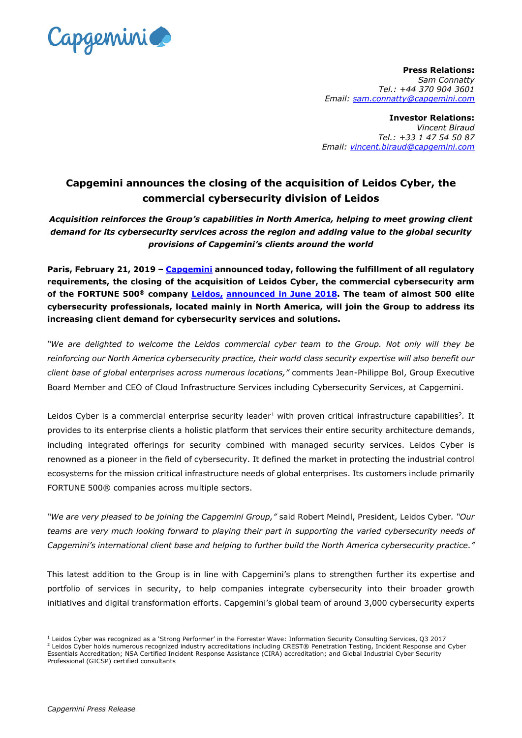Capgemini

**Press Relations:**
*Sam Connatty*
*Tel.: +44 370 904 3601*
*Email: sam.connatty@capgemini.com*

**Investor Relations:**
*Vincent Biraud*
*Tel.: +33 1 47 54 50 87*
*Email: vincent.biraud@capgemini.com*

# Capgemini announces the closing of the acquisition of Leidos Cyber, the commercial cybersecurity division of Leidos

***Acquisition reinforces the Group's capabilities in North America, helping to meet growing client demand for its cybersecurity services across the region and adding value to the global security provisions of Capgemini's clients around the world***

**Paris, February 21, 2019 – Capgemini announced today, following the fulfillment of all regulatory requirements, the closing of the acquisition of Leidos Cyber, the commercial cybersecurity arm of the FORTUNE 500® company Leidos, announced in June 2018. The team of almost 500 elite cybersecurity professionals, located mainly in North America, will join the Group to address its increasing client demand for cybersecurity services and solutions.**

*"We are delighted to welcome the Leidos commercial cyber team to the Group. Not only will they be reinforcing our North America cybersecurity practice, their world class security expertise will also benefit our client base of global enterprises across numerous locations,"* comments Jean-Philippe Bol, Group Executive Board Member and CEO of Cloud Infrastructure Services including Cybersecurity Services, at Capgemini.

Leidos Cyber is a commercial enterprise security leader[1] with proven critical infrastructure capabilities[2]. It provides to its enterprise clients a holistic platform that services their entire security architecture demands, including integrated offerings for security combined with managed security services. Leidos Cyber is renowned as a pioneer in the field of cybersecurity. It defined the market in protecting the industrial control ecosystems for the mission critical infrastructure needs of global enterprises. Its customers include primarily FORTUNE 500® companies across multiple sectors.

*"We are very pleased to be joining the Capgemini Group,"* said Robert Meindl, President, Leidos Cyber. *"Our teams are very much looking forward to playing their part in supporting the varied cybersecurity needs of Capgemini's international client base and helping to further build the North America cybersecurity practice."*

This latest addition to the Group is in line with Capgemini's plans to strengthen further its expertise and portfolio of services in security, to help companies integrate cybersecurity into their broader growth initiatives and digital transformation efforts. Capgemini's global team of around 3,000 cybersecurity experts

[1] Leidos Cyber was recognized as a 'Strong Performer' in the Forrester Wave: Information Security Consulting Services, Q3 2017

[2] Leidos Cyber holds numerous recognized industry accreditations including CREST® Penetration Testing, Incident Response and Cyber Essentials Accreditation; NSA Certified Incident Response Assistance (CIRA) accreditation; and Global Industrial Cyber Security Professional (GICSP) certified consultants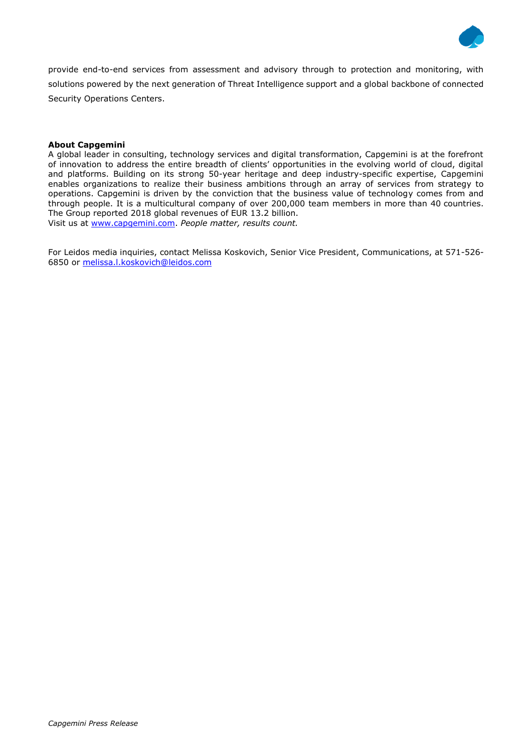provide end-to-end services from assessment and advisory through to protection and monitoring, with solutions powered by the next generation of Threat Intelligence support and a global backbone of connected Security Operations Centers.

**About Capgemini**
A global leader in consulting, technology services and digital transformation, Capgemini is at the forefront of innovation to address the entire breadth of clients' opportunities in the evolving world of cloud, digital and platforms. Building on its strong 50-year heritage and deep industry-specific expertise, Capgemini enables organizations to realize their business ambitions through an array of services from strategy to operations. Capgemini is driven by the conviction that the business value of technology comes from and through people. It is a multicultural company of over 200,000 team members in more than 40 countries. The Group reported 2018 global revenues of EUR 13.2 billion.
Visit us at [www.capgemini.com](http://www.capgemini.com). *People matter, results count.*

For Leidos media inquiries, contact Melissa Koskovich, Senior Vice President, Communications, at 571-526-6850 or [melissa.l.koskovich@leidos.com](mailto:melissa.l.koskovich@leidos.com)